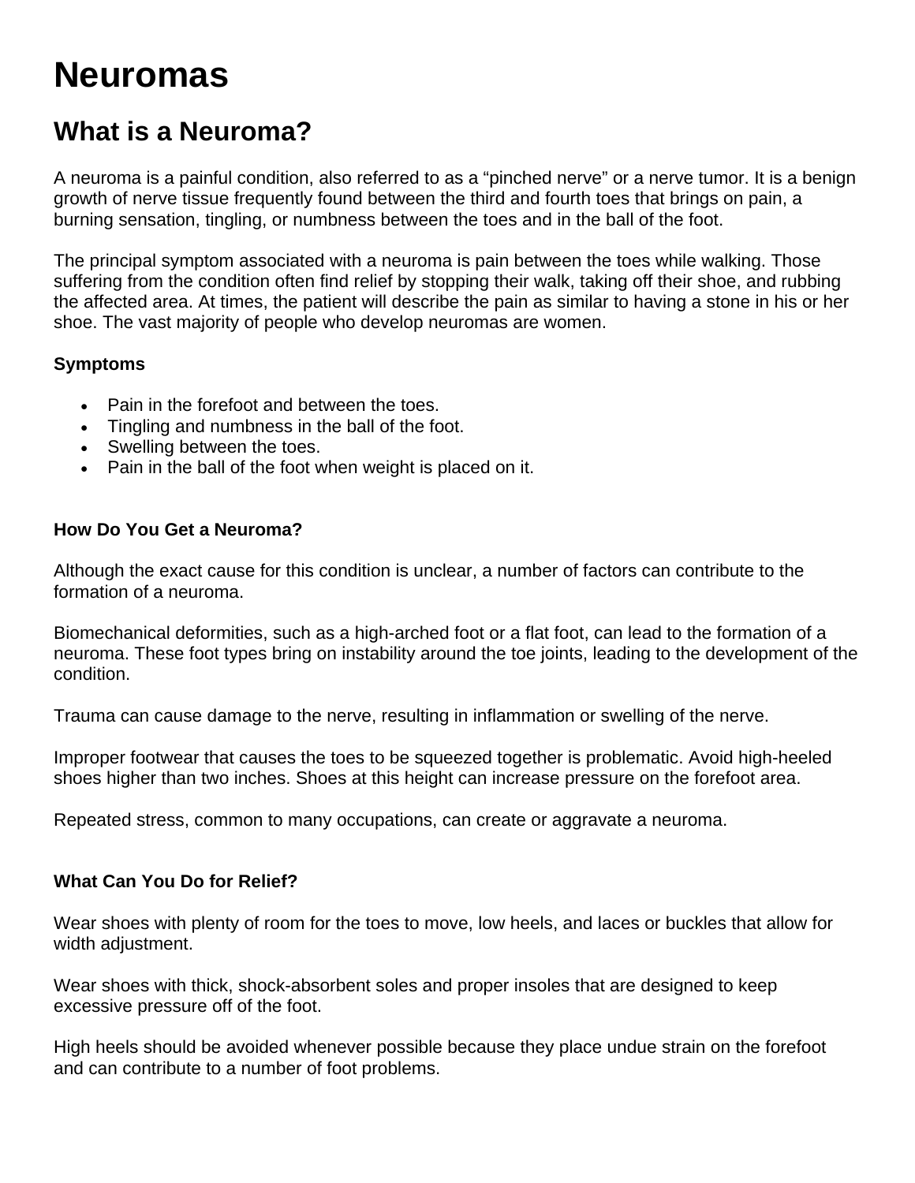# Neuromas

## What is a Neuroma?

A neuroma is a painful condition, also referred to as a “pinched nerve” or a nerve tumor. It is a benign growth of nerve tissue frequently found between the third and fourth toes that brings on pain, a burning sensation, tingling, or numbness between the toes and in the ball of the foot.

The principal symptom associated with a neuroma is pain between the toes while walking. Those suffering from the condition often find relief by stopping their walk, taking off their shoe, and rubbing the affected area. At times, the patient will describe the pain as similar to having a stone in his or her shoe. The vast majority of people who develop neuromas are women.

**Symptoms**

- Pain in the forefoot and between the toes.
- Tingling and numbness in the ball of the foot.
- Swelling between the toes.
- Pain in the ball of the foot when weight is placed on it.

**How Do You Get a Neuroma?**

Although the exact cause for this condition is unclear, a number of factors can contribute to the formation of a neuroma.

Biomechanical deformities, such as a high-arched foot or a flat foot, can lead to the formation of a neuroma. These foot types bring on instability around the toe joints, leading to the development of the condition.

Trauma can cause damage to the nerve, resulting in inflammation or swelling of the nerve.

Improper footwear that causes the toes to be squeezed together is problematic. Avoid high-heeled shoes higher than two inches. Shoes at this height can increase pressure on the forefoot area.

Repeated stress, common to many occupations, can create or aggravate a neuroma.

**What Can You Do for Relief?**

Wear shoes with plenty of room for the toes to move, low heels, and laces or buckles that allow for width adjustment.

Wear shoes with thick, shock-absorbent soles and proper insoles that are designed to keep excessive pressure off of the foot.

High heels should be avoided whenever possible because they place undue strain on the forefoot and can contribute to a number of foot problems.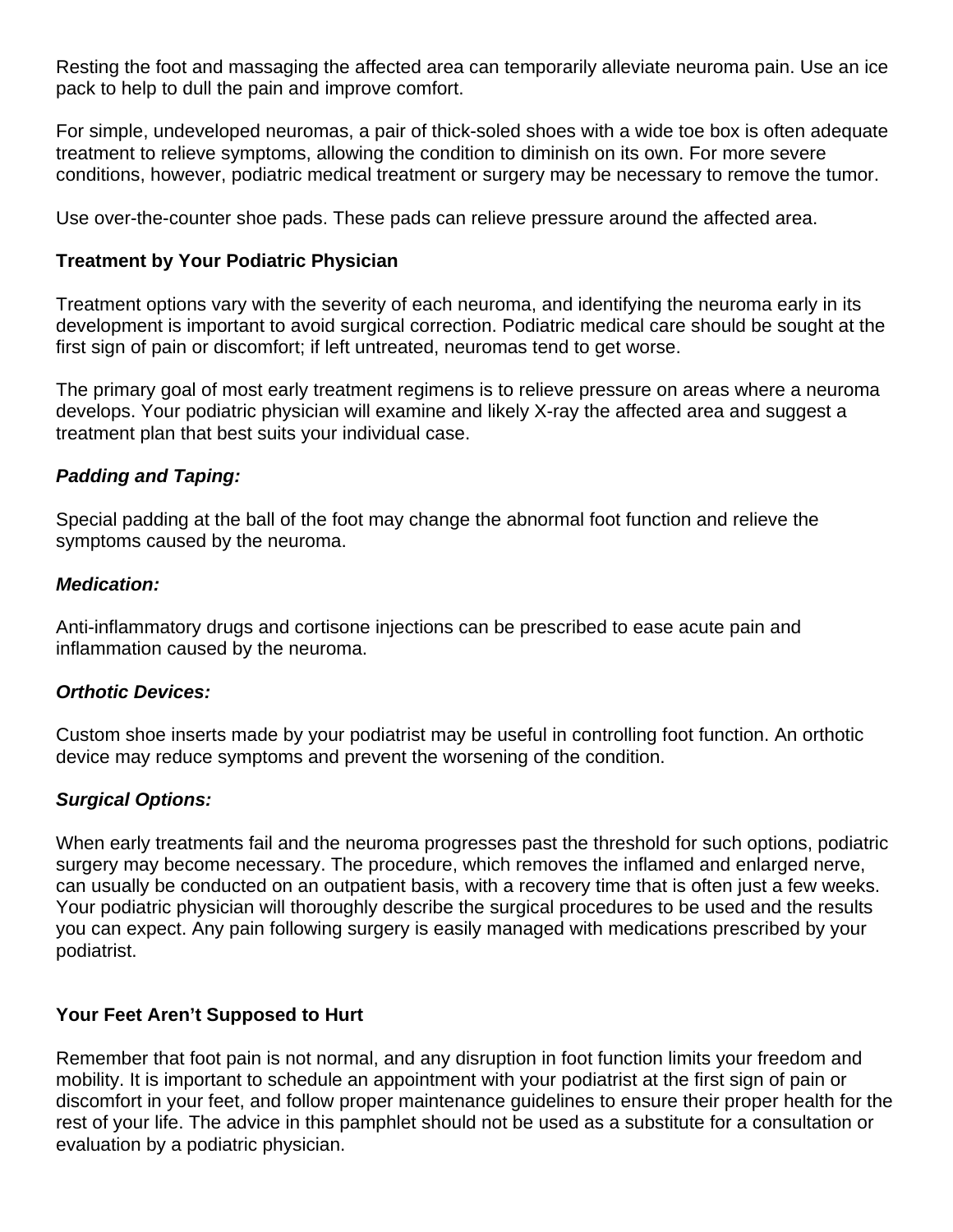Resting the foot and massaging the affected area can temporarily alleviate neuroma pain. Use an ice pack to help to dull the pain and improve comfort.

For simple, undeveloped neuromas, a pair of thick-soled shoes with a wide toe box is often adequate treatment to relieve symptoms, allowing the condition to diminish on its own. For more severe conditions, however, podiatric medical treatment or surgery may be necessary to remove the tumor.

Use over-the-counter shoe pads. These pads can relieve pressure around the affected area.

**Treatment by Your Podiatric Physician**

Treatment options vary with the severity of each neuroma, and identifying the neuroma early in its development is important to avoid surgical correction. Podiatric medical care should be sought at the first sign of pain or discomfort; if left untreated, neuromas tend to get worse.

The primary goal of most early treatment regimens is to relieve pressure on areas where a neuroma develops. Your podiatric physician will examine and likely X-ray the affected area and suggest a treatment plan that best suits your individual case.

***Padding and Taping:***

Special padding at the ball of the foot may change the abnormal foot function and relieve the symptoms caused by the neuroma.

***Medication:***

Anti-inflammatory drugs and cortisone injections can be prescribed to ease acute pain and inflammation caused by the neuroma.

***Orthotic Devices:***

Custom shoe inserts made by your podiatrist may be useful in controlling foot function. An orthotic device may reduce symptoms and prevent the worsening of the condition.

***Surgical Options:***

When early treatments fail and the neuroma progresses past the threshold for such options, podiatric surgery may become necessary. The procedure, which removes the inflamed and enlarged nerve, can usually be conducted on an outpatient basis, with a recovery time that is often just a few weeks. Your podiatric physician will thoroughly describe the surgical procedures to be used and the results you can expect. Any pain following surgery is easily managed with medications prescribed by your podiatrist.

**Your Feet Aren't Supposed to Hurt**

Remember that foot pain is not normal, and any disruption in foot function limits your freedom and mobility. It is important to schedule an appointment with your podiatrist at the first sign of pain or discomfort in your feet, and follow proper maintenance guidelines to ensure their proper health for the rest of your life. The advice in this pamphlet should not be used as a substitute for a consultation or evaluation by a podiatric physician.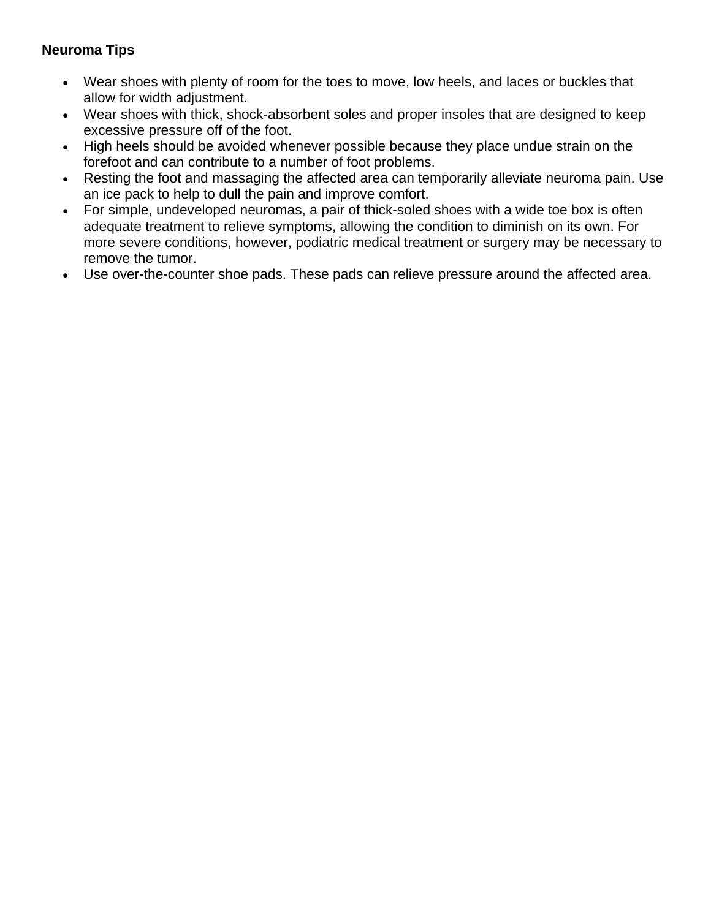**Neuroma Tips**

- Wear shoes with plenty of room for the toes to move, low heels, and laces or buckles that allow for width adjustment.
- Wear shoes with thick, shock-absorbent soles and proper insoles that are designed to keep excessive pressure off of the foot.
- High heels should be avoided whenever possible because they place undue strain on the forefoot and can contribute to a number of foot problems.
- Resting the foot and massaging the affected area can temporarily alleviate neuroma pain. Use an ice pack to help to dull the pain and improve comfort.
- For simple, undeveloped neuromas, a pair of thick-soled shoes with a wide toe box is often adequate treatment to relieve symptoms, allowing the condition to diminish on its own. For more severe conditions, however, podiatric medical treatment or surgery may be necessary to remove the tumor.
- Use over-the-counter shoe pads. These pads can relieve pressure around the affected area.